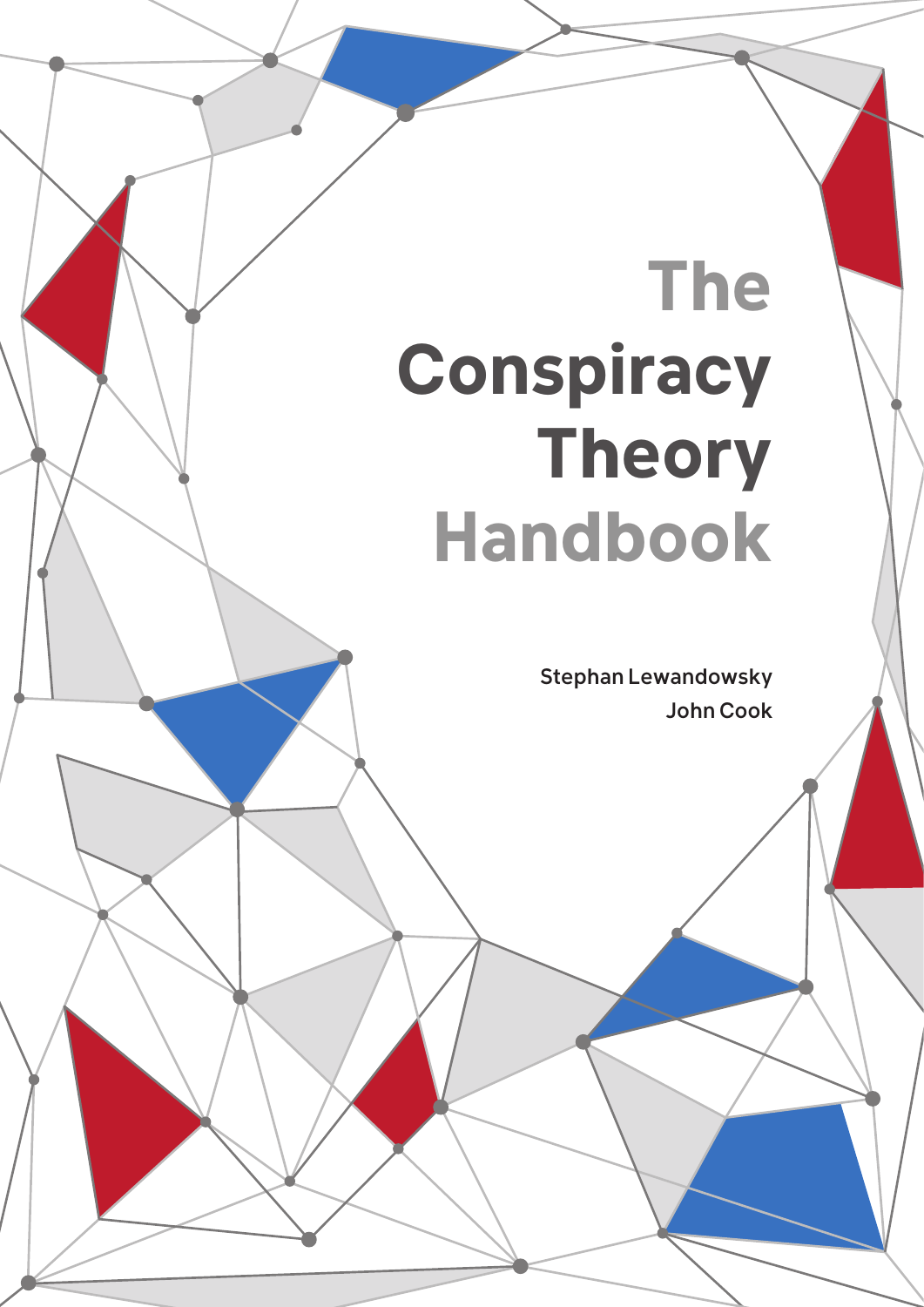# The Conspiracy Theory Handbook

Stephan Lewandowsky
John Cook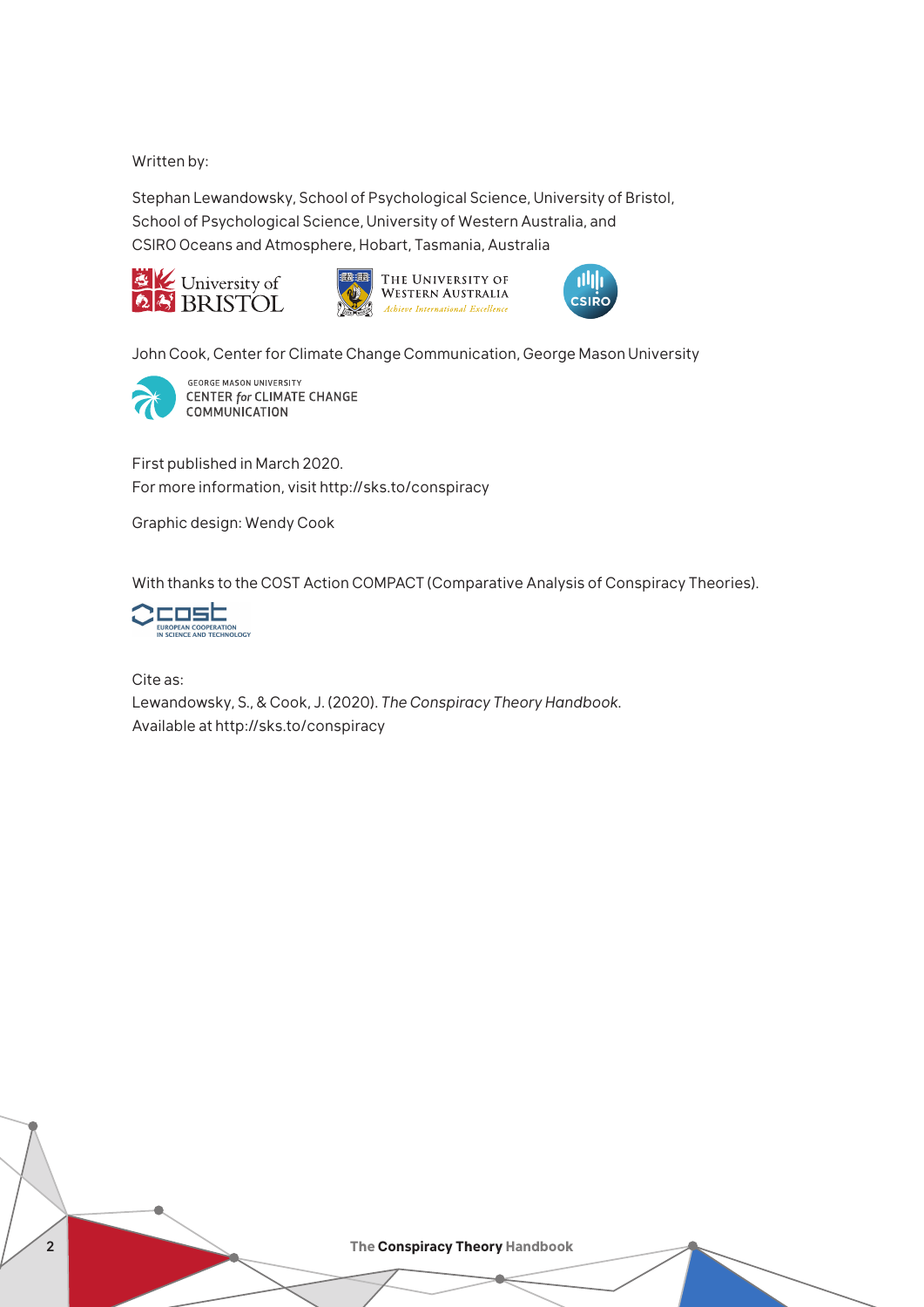Written by:

Stephan Lewandowsky, School of Psychological Science, University of Bristol,
School of Psychological Science, University of Western Australia, and
CSIRO Oceans and Atmosphere, Hobart, Tasmania, Australia

John Cook, Center for Climate Change Communication, George Mason University

First published in March 2020.
For more information, visit http://sks.to/conspiracy

Graphic design: Wendy Cook

With thanks to the COST Action COMPACT (Comparative Analysis of Conspiracy Theories).

Cite as:
Lewandowsky, S., & Cook, J. (2020). *The Conspiracy Theory Handbook.*
Available at http://sks.to/conspiracy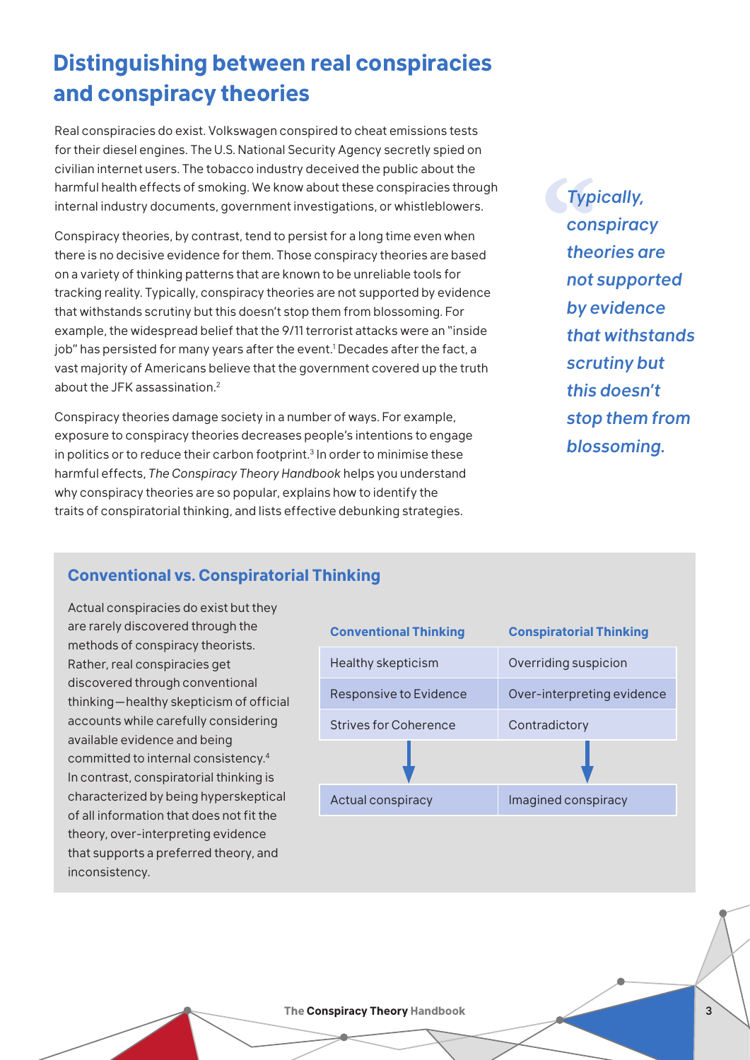## Distinguishing between real conspiracies and conspiracy theories

Real conspiracies do exist. Volkswagen conspired to cheat emissions tests for their diesel engines. The U.S. National Security Agency secretly spied on civilian internet users. The tobacco industry deceived the public about the harmful health effects of smoking. We know about these conspiracies through internal industry documents, government investigations, or whistleblowers.

Conspiracy theories, by contrast, tend to persist for a long time even when there is no decisive evidence for them. Those conspiracy theories are based on a variety of thinking patterns that are known to be unreliable tools for tracking reality. Typically, conspiracy theories are not supported by evidence that withstands scrutiny but this doesn't stop them from blossoming. For example, the widespread belief that the 9/11 terrorist attacks were an "inside job" has persisted for many years after the event.[1] Decades after the fact, a vast majority of Americans believe that the government covered up the truth about the JFK assassination.[2]

Conspiracy theories damage society in a number of ways. For example, exposure to conspiracy theories decreases people's intentions to engage in politics or to reduce their carbon footprint.[3] In order to minimise these harmful effects, *The Conspiracy Theory Handbook* helps you understand why conspiracy theories are so popular, explains how to identify the traits of conspiratorial thinking, and lists effective debunking strategies.

> ***Typically, conspiracy theories are not supported by evidence that withstands scrutiny but this doesn't stop them from blossoming.***

### Conventional vs. Conspiratorial Thinking

Actual conspiracies do exist but they are rarely discovered through the methods of conspiracy theorists. Rather, real conspiracies get discovered through conventional thinking—healthy skepticism of official accounts while carefully considering available evidence and being committed to internal consistency.[4] In contrast, conspiratorial thinking is characterized by being hyperskeptical of all information that does not fit the theory, over-interpreting evidence that supports a preferred theory, and inconsistency.

| Conventional Thinking | Conspiratorial Thinking |
|---|---|
| Healthy skepticism | Overriding suspicion |
| Responsive to Evidence | Over-interpreting evidence |
| Strives for Coherence | Contradictory |
| ↓ | ↓ |
| Actual conspiracy | Imagined conspiracy |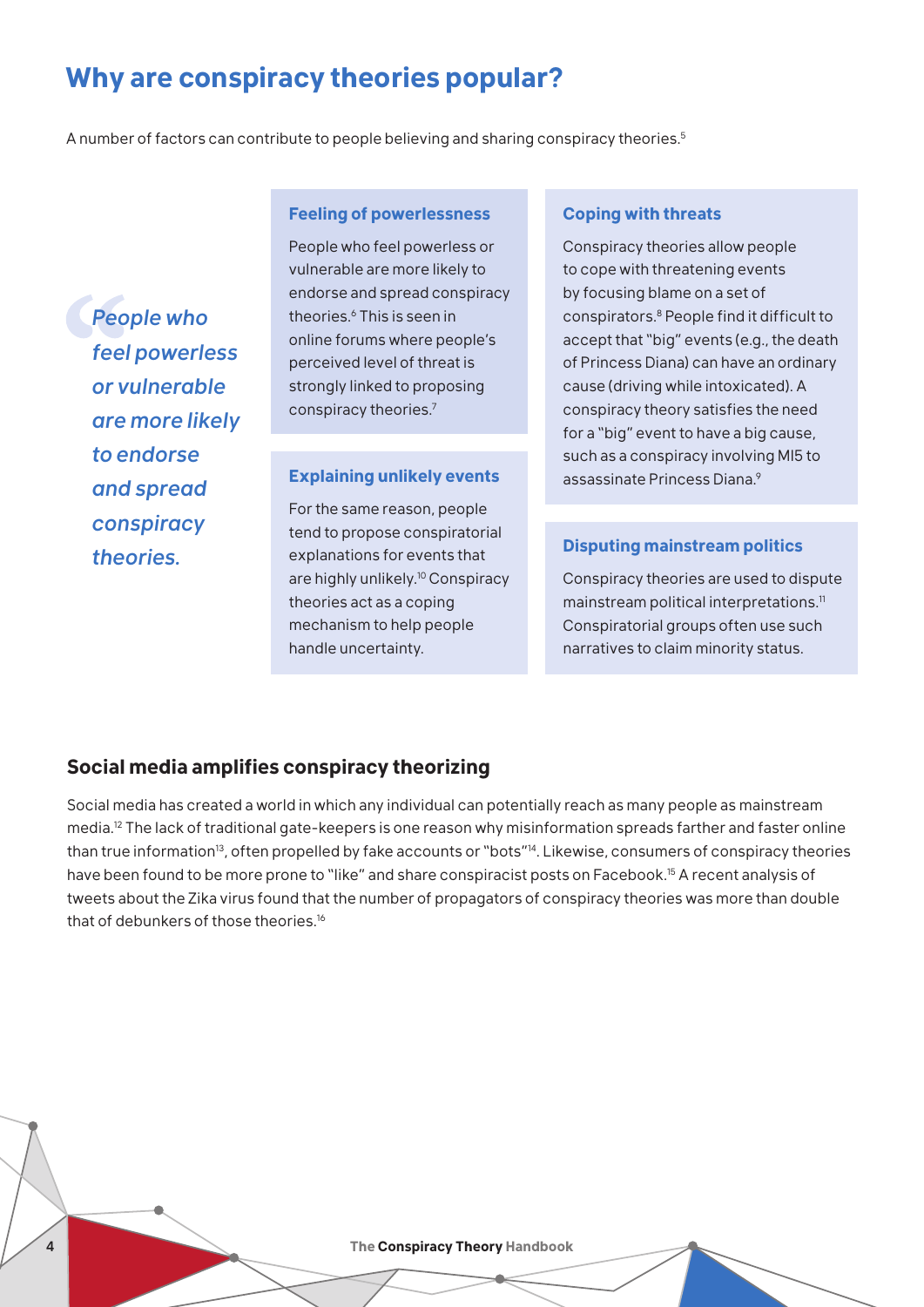# Why are conspiracy theories popular?

A number of factors can contribute to people believing and sharing conspiracy theories.[5]

> *People who feel powerless or vulnerable are more likely to endorse and spread conspiracy theories.*

### Feeling of powerlessness

People who feel powerless or vulnerable are more likely to endorse and spread conspiracy theories.[6] This is seen in online forums where people's perceived level of threat is strongly linked to proposing conspiracy theories.[7]

### Explaining unlikely events

For the same reason, people tend to propose conspiratorial explanations for events that are highly unlikely.[10] Conspiracy theories act as a coping mechanism to help people handle uncertainty.

### Coping with threats

Conspiracy theories allow people to cope with threatening events by focusing blame on a set of conspirators.[8] People find it difficult to accept that "big" events (e.g., the death of Princess Diana) can have an ordinary cause (driving while intoxicated). A conspiracy theory satisfies the need for a "big" event to have a big cause, such as a conspiracy involving MI5 to assassinate Princess Diana.[9]

### Disputing mainstream politics

Conspiracy theories are used to dispute mainstream political interpretations.[11] Conspiratorial groups often use such narratives to claim minority status.

## Social media amplifies conspiracy theorizing

Social media has created a world in which any individual can potentially reach as many people as mainstream media.[12] The lack of traditional gate-keepers is one reason why misinformation spreads farther and faster online than true information[13], often propelled by fake accounts or "bots"[14]. Likewise, consumers of conspiracy theories have been found to be more prone to "like" and share conspiracist posts on Facebook.[15] A recent analysis of tweets about the Zika virus found that the number of propagators of conspiracy theories was more than double that of debunkers of those theories.[16]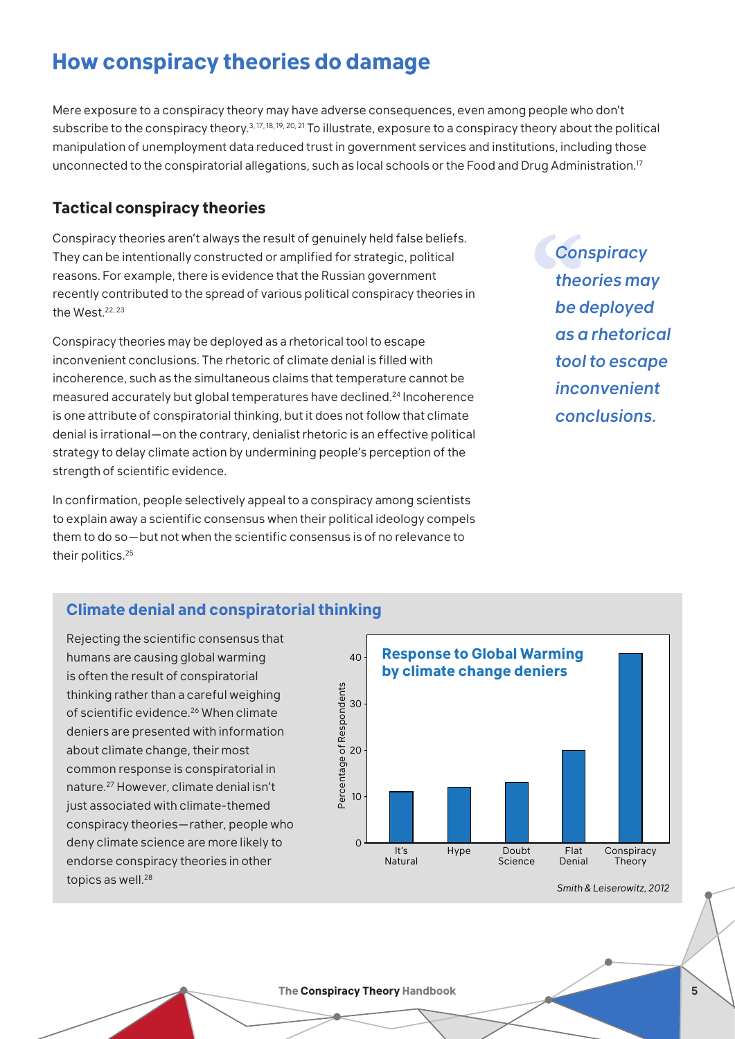# How conspiracy theories do damage

Mere exposure to a conspiracy theory may have adverse consequences, even among people who don't subscribe to the conspiracy theory.[3, 17, 18, 19, 20, 21] To illustrate, exposure to a conspiracy theory about the political manipulation of unemployment data reduced trust in government services and institutions, including those unconnected to the conspiratorial allegations, such as local schools or the Food and Drug Administration.[17]

## Tactical conspiracy theories

Conspiracy theories aren't always the result of genuinely held false beliefs. They can be intentionally constructed or amplified for strategic, political reasons. For example, there is evidence that the Russian government recently contributed to the spread of various political conspiracy theories in the West.[22, 23]

Conspiracy theories may be deployed as a rhetorical tool to escape inconvenient conclusions. The rhetoric of climate denial is filled with incoherence, such as the simultaneous claims that temperature cannot be measured accurately but global temperatures have declined.[24] Incoherence is one attribute of conspiratorial thinking, but it does not follow that climate denial is irrational—on the contrary, denialist rhetoric is an effective political strategy to delay climate action by undermining people's perception of the strength of scientific evidence.

In confirmation, people selectively appeal to a conspiracy among scientists to explain away a scientific consensus when their political ideology compels them to do so—but not when the scientific consensus is of no relevance to their politics.[25]

> *"Conspiracy theories may be deployed as a rhetorical tool to escape inconvenient conclusions."*

### Climate denial and conspiratorial thinking

Rejecting the scientific consensus that humans are causing global warming is often the result of conspiratorial thinking rather than a careful weighing of scientific evidence.[26] When climate deniers are presented with information about climate change, their most common response is conspiratorial in nature.[27] However, climate denial isn't just associated with climate-themed conspiracy theories—rather, people who deny climate science are more likely to endorse conspiracy theories in other topics as well.[28]

**Response to Global Warming by climate change deniers**

| Response | Percentage of Respondents (approx.) |
| --- | --- |
| It's Natural | 11 |
| Hype | 12 |
| Doubt Science | 13 |
| Flat Denial | 20 |
| Conspiracy Theory | 41 |

*Smith & Leiserowitz, 2012*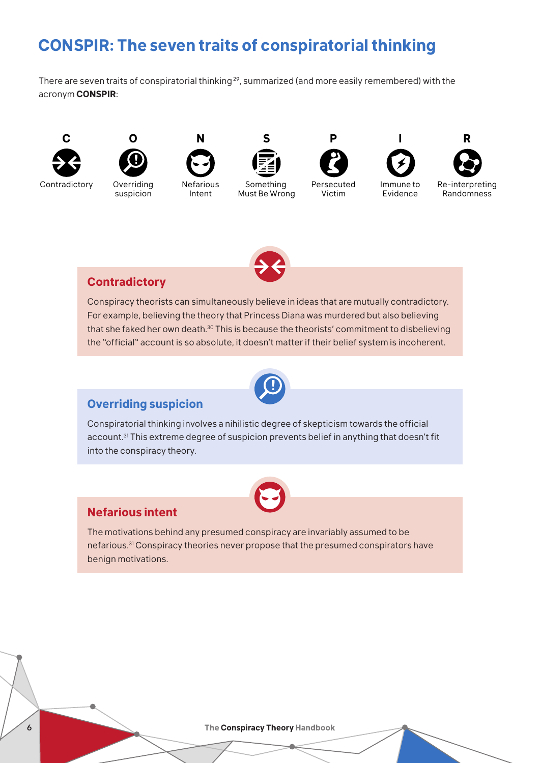## CONSPIR: The seven traits of conspiratorial thinking

There are seven traits of conspiratorial thinking[29], summarized (and more easily remembered) with the acronym **CONSPIR**:

- **C** – Contradictory
- **O** – Overriding suspicion
- **N** – Nefarious Intent
- **S** – Something Must Be Wrong
- **P** – Persecuted Victim
- **I** – Immune to Evidence
- **R** – Re-interpreting Randomness

### Contradictory

Conspiracy theorists can simultaneously believe in ideas that are mutually contradictory. For example, believing the theory that Princess Diana was murdered but also believing that she faked her own death.[30] This is because the theorists' commitment to disbelieving the "official" account is so absolute, it doesn't matter if their belief system is incoherent.

### Overriding suspicion

Conspiratorial thinking involves a nihilistic degree of skepticism towards the official account.[31] This extreme degree of suspicion prevents belief in anything that doesn't fit into the conspiracy theory.

### Nefarious intent

The motivations behind any presumed conspiracy are invariably assumed to be nefarious.[31] Conspiracy theories never propose that the presumed conspirators have benign motivations.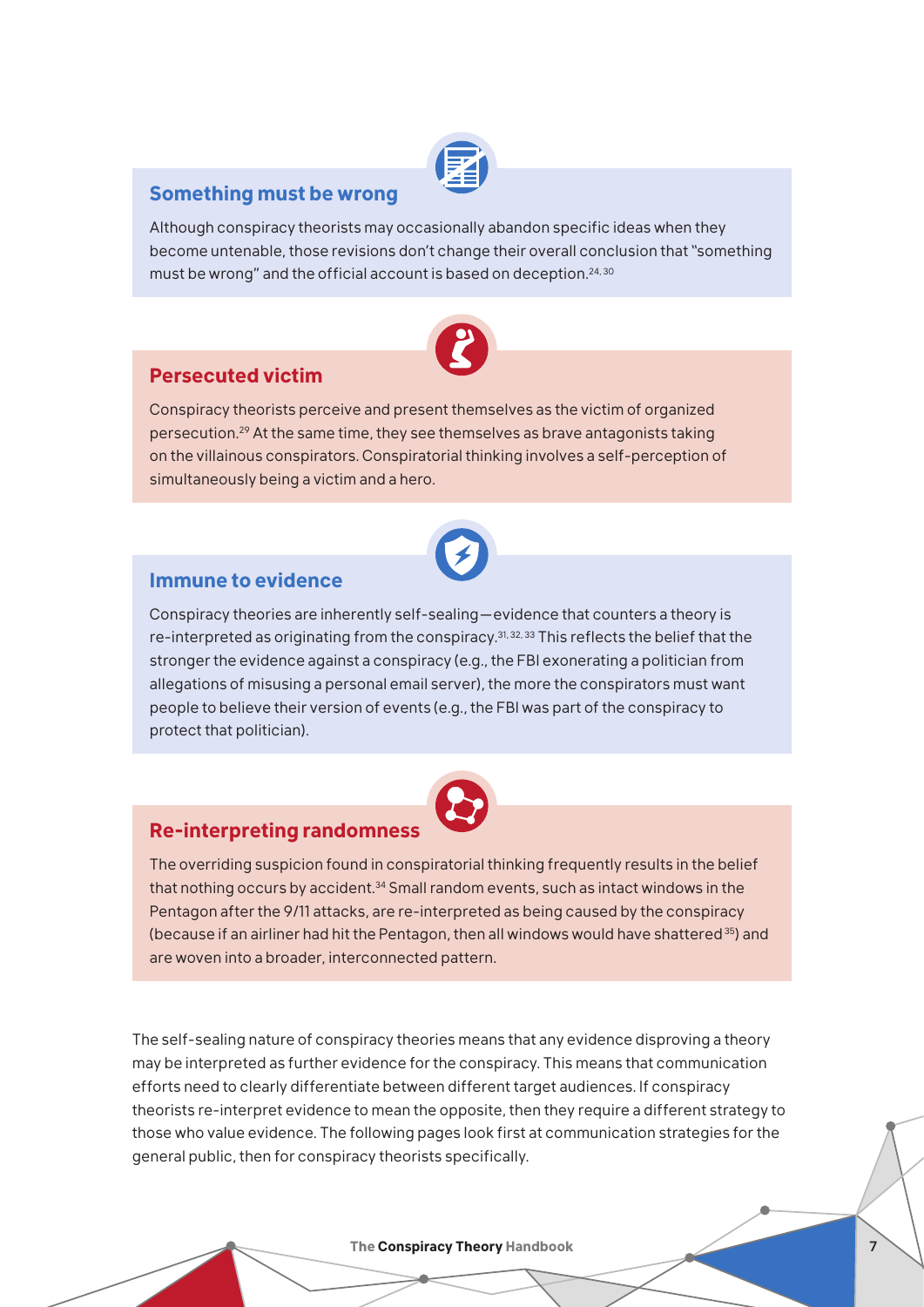## Something must be wrong

Although conspiracy theorists may occasionally abandon specific ideas when they become untenable, those revisions don't change their overall conclusion that "something must be wrong" and the official account is based on deception.[24, 30]

## Persecuted victim

Conspiracy theorists perceive and present themselves as the victim of organized persecution.[29] At the same time, they see themselves as brave antagonists taking on the villainous conspirators. Conspiratorial thinking involves a self-perception of simultaneously being a victim and a hero.

## Immune to evidence

Conspiracy theories are inherently self-sealing—evidence that counters a theory is re-interpreted as originating from the conspiracy.[31, 32, 33] This reflects the belief that the stronger the evidence against a conspiracy (e.g., the FBI exonerating a politician from allegations of misusing a personal email server), the more the conspirators must want people to believe their version of events (e.g., the FBI was part of the conspiracy to protect that politician).

## Re-interpreting randomness

The overriding suspicion found in conspiratorial thinking frequently results in the belief that nothing occurs by accident.[34] Small random events, such as intact windows in the Pentagon after the 9/11 attacks, are re-interpreted as being caused by the conspiracy (because if an airliner had hit the Pentagon, then all windows would have shattered[35]) and are woven into a broader, interconnected pattern.

The self-sealing nature of conspiracy theories means that any evidence disproving a theory may be interpreted as further evidence for the conspiracy. This means that communication efforts need to clearly differentiate between different target audiences. If conspiracy theorists re-interpret evidence to mean the opposite, then they require a different strategy to those who value evidence. The following pages look first at communication strategies for the general public, then for conspiracy theorists specifically.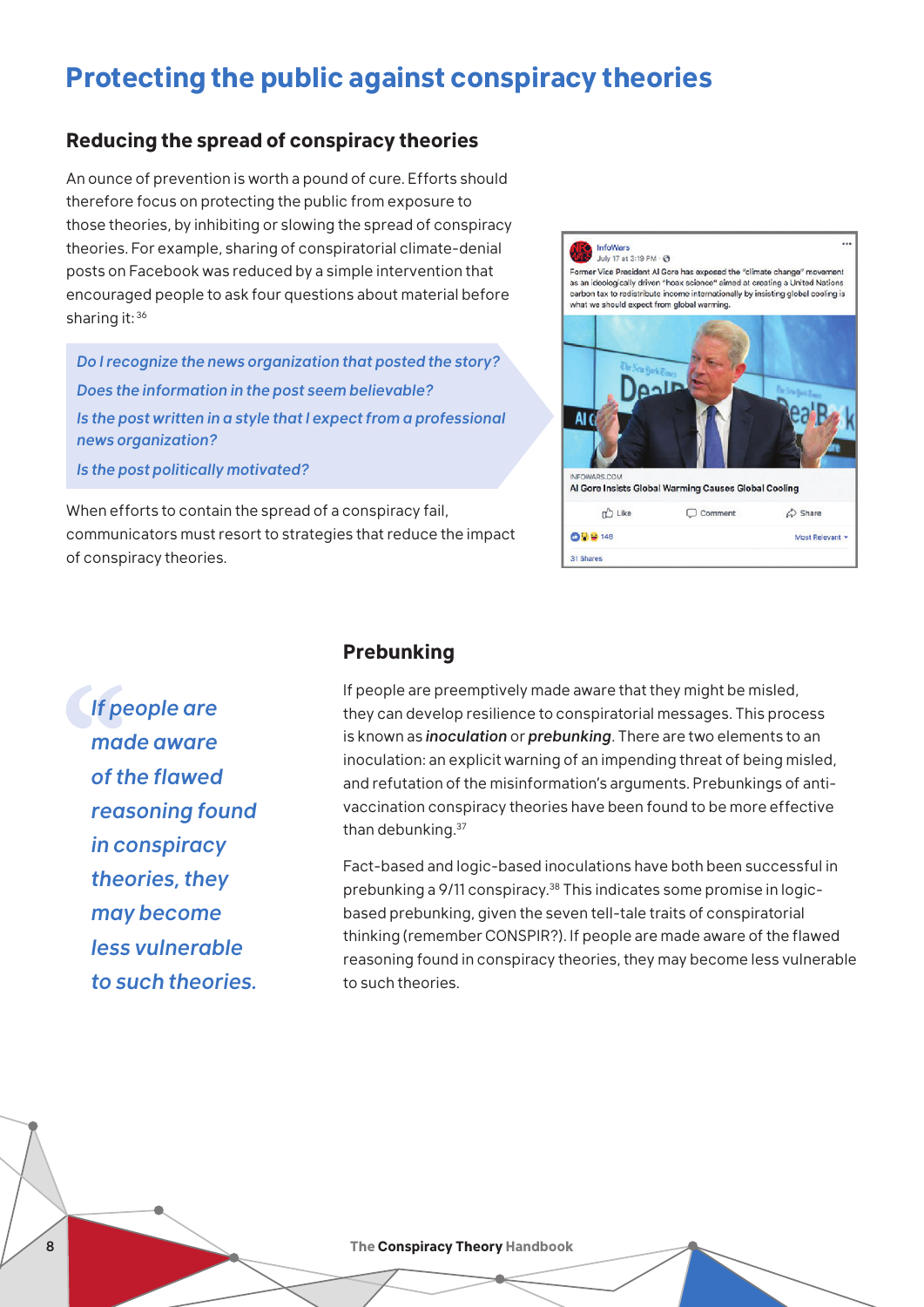# Protecting the public against conspiracy theories

## Reducing the spread of conspiracy theories

An ounce of prevention is worth a pound of cure. Efforts should therefore focus on protecting the public from exposure to those theories, by inhibiting or slowing the spread of conspiracy theories. For example, sharing of conspiratorial climate-denial posts on Facebook was reduced by a simple intervention that encouraged people to ask four questions about material before sharing it:[36]

*Do I recognize the news organization that posted the story?*

*Does the information in the post seem believable?*

*Is the post written in a style that I expect from a professional news organization?*

*Is the post politically motivated?*

When efforts to contain the spread of a conspiracy fail, communicators must resort to strategies that reduce the impact of conspiracy theories.

> *If people are made aware of the flawed reasoning found in conspiracy theories, they may become less vulnerable to such theories.*

## Prebunking

If people are preemptively made aware that they might be misled, they can develop resilience to conspiratorial messages. This process is known as ***inoculation*** or ***prebunking***. There are two elements to an inoculation: an explicit warning of an impending threat of being misled, and refutation of the misinformation's arguments. Prebunkings of anti-vaccination conspiracy theories have been found to be more effective than debunking.[37]

Fact-based and logic-based inoculations have both been successful in prebunking a 9/11 conspiracy.[38] This indicates some promise in logic-based prebunking, given the seven tell-tale traits of conspiratorial thinking (remember CONSPIR?). If people are made aware of the flawed reasoning found in conspiracy theories, they may become less vulnerable to such theories.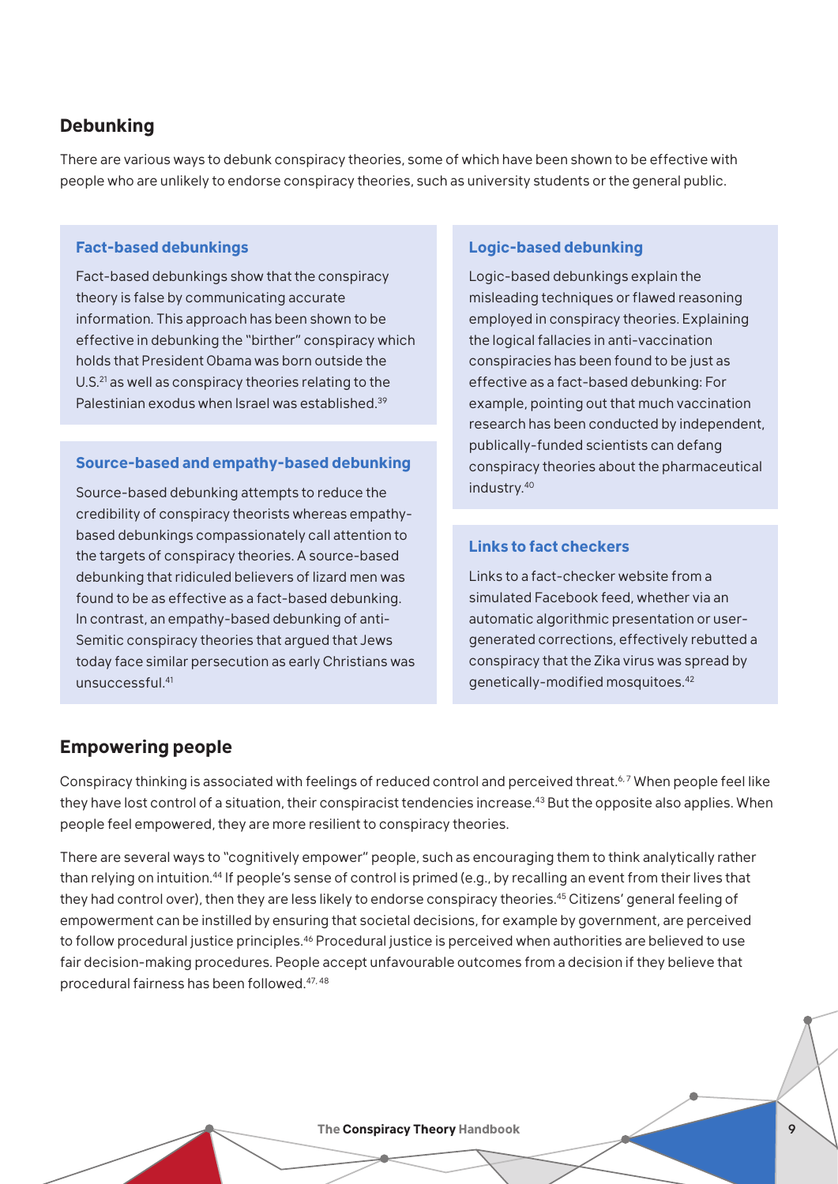## Debunking

There are various ways to debunk conspiracy theories, some of which have been shown to be effective with people who are unlikely to endorse conspiracy theories, such as university students or the general public.

### Fact-based debunkings

Fact-based debunkings show that the conspiracy theory is false by communicating accurate information. This approach has been shown to be effective in debunking the "birther" conspiracy which holds that President Obama was born outside the U.S.[21] as well as conspiracy theories relating to the Palestinian exodus when Israel was established.[39]

### Source-based and empathy-based debunking

Source-based debunking attempts to reduce the credibility of conspiracy theorists whereas empathy-based debunkings compassionately call attention to the targets of conspiracy theories. A source-based debunking that ridiculed believers of lizard men was found to be as effective as a fact-based debunking. In contrast, an empathy-based debunking of anti-Semitic conspiracy theories that argued that Jews today face similar persecution as early Christians was unsuccessful.[41]

### Logic-based debunking

Logic-based debunkings explain the misleading techniques or flawed reasoning employed in conspiracy theories. Explaining the logical fallacies in anti-vaccination conspiracies has been found to be just as effective as a fact-based debunking: For example, pointing out that much vaccination research has been conducted by independent, publically-funded scientists can defang conspiracy theories about the pharmaceutical industry.[40]

### Links to fact checkers

Links to a fact-checker website from a simulated Facebook feed, whether via an automatic algorithmic presentation or user-generated corrections, effectively rebutted a conspiracy that the Zika virus was spread by genetically-modified mosquitoes.[42]

## Empowering people

Conspiracy thinking is associated with feelings of reduced control and perceived threat.[6,7] When people feel like they have lost control of a situation, their conspiracist tendencies increase.[43] But the opposite also applies. When people feel empowered, they are more resilient to conspiracy theories.

There are several ways to "cognitively empower" people, such as encouraging them to think analytically rather than relying on intuition.[44] If people's sense of control is primed (e.g., by recalling an event from their lives that they had control over), then they are less likely to endorse conspiracy theories.[45] Citizens' general feeling of empowerment can be instilled by ensuring that societal decisions, for example by government, are perceived to follow procedural justice principles.[46] Procedural justice is perceived when authorities are believed to use fair decision-making procedures. People accept unfavourable outcomes from a decision if they believe that procedural fairness has been followed.[47,48]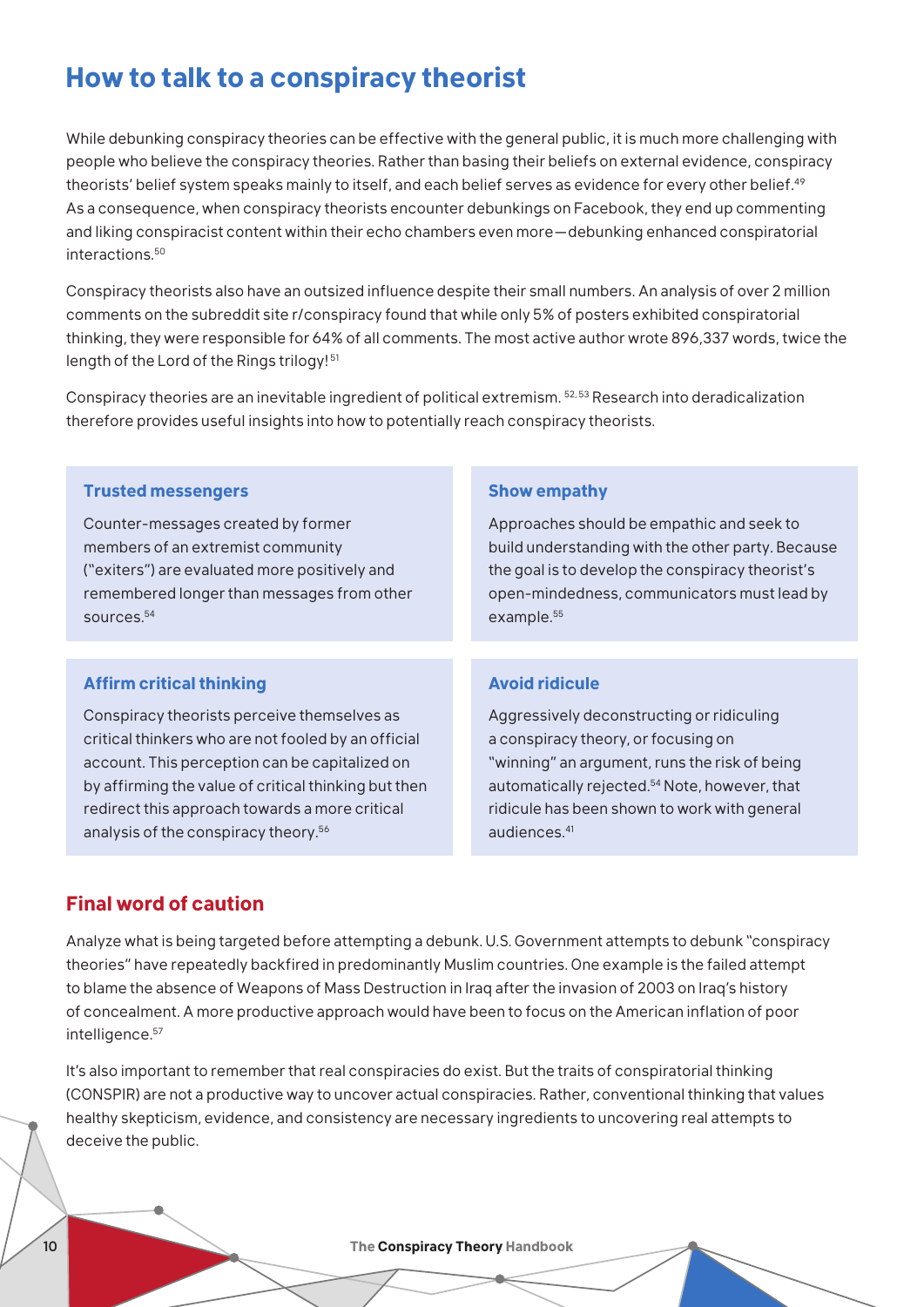# How to talk to a conspiracy theorist

While debunking conspiracy theories can be effective with the general public, it is much more challenging with people who believe the conspiracy theories. Rather than basing their beliefs on external evidence, conspiracy theorists' belief system speaks mainly to itself, and each belief serves as evidence for every other belief.[49] As a consequence, when conspiracy theorists encounter debunkings on Facebook, they end up commenting and liking conspiracist content within their echo chambers even more—debunking enhanced conspiratorial interactions.[50]

Conspiracy theorists also have an outsized influence despite their small numbers. An analysis of over 2 million comments on the subreddit site r/conspiracy found that while only 5% of posters exhibited conspiratorial thinking, they were responsible for 64% of all comments. The most active author wrote 896,337 words, twice the length of the Lord of the Rings trilogy![51]

Conspiracy theories are an inevitable ingredient of political extremism.[52,53] Research into deradicalization therefore provides useful insights into how to potentially reach conspiracy theorists.

### Trusted messengers

Counter-messages created by former members of an extremist community ("exiters") are evaluated more positively and remembered longer than messages from other sources.[54]

### Show empathy

Approaches should be empathic and seek to build understanding with the other party. Because the goal is to develop the conspiracy theorist's open-mindedness, communicators must lead by example.[55]

### Affirm critical thinking

Conspiracy theorists perceive themselves as critical thinkers who are not fooled by an official account. This perception can be capitalized on by affirming the value of critical thinking but then redirect this approach towards a more critical analysis of the conspiracy theory.[56]

### Avoid ridicule

Aggressively deconstructing or ridiculing a conspiracy theory, or focusing on "winning" an argument, runs the risk of being automatically rejected.[54] Note, however, that ridicule has been shown to work with general audiences.[41]

## Final word of caution

Analyze what is being targeted before attempting a debunk. U.S. Government attempts to debunk "conspiracy theories" have repeatedly backfired in predominantly Muslim countries. One example is the failed attempt to blame the absence of Weapons of Mass Destruction in Iraq after the invasion of 2003 on Iraq's history of concealment. A more productive approach would have been to focus on the American inflation of poor intelligence.[57]

It's also important to remember that real conspiracies do exist. But the traits of conspiratorial thinking (CONSPIR) are not a productive way to uncover actual conspiracies. Rather, conventional thinking that values healthy skepticism, evidence, and consistency are necessary ingredients to uncovering real attempts to deceive the public.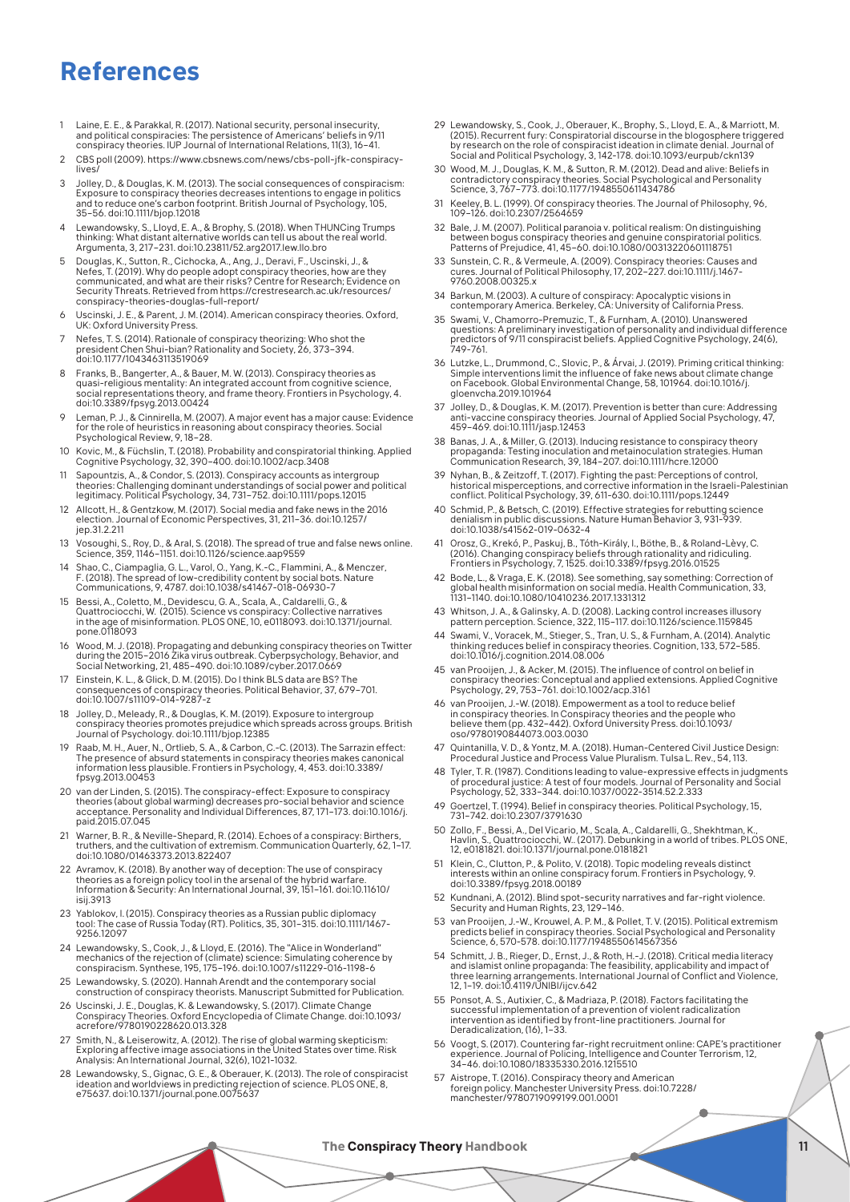# References

1. Laine, E. E., & Parakkal, R. (2017). National security, personal insecurity, and political conspiracies: The persistence of Americans' beliefs in 9/11 conspiracy theories. IUP Journal of International Relations, 11(3), 16–41.
2. CBS poll (2009). https://www.cbsnews.com/news/cbs-poll-jfk-conspiracy-lives/
3. Jolley, D., & Douglas, K. M. (2013). The social consequences of conspiracism: Exposure to conspiracy theories decreases intentions to engage in politics and to reduce one's carbon footprint. British Journal of Psychology, 105, 35–56. doi:10.1111/bjop.12018
4. Lewandowsky, S., Lloyd, E. A., & Brophy, S. (2018). When THUNCing Trumps thinking: What distant alternative worlds can tell us about the real world. Argumenta, 3, 217–231. doi:10.23811/52.arg2017.lew.llo.bro
5. Douglas, K., Sutton, R., Cichocka, A., Ang, J., Deravi, F., Uscinski, J., & Nefes, T. (2019). Why do people adopt conspiracy theories, how are they communicated, and what are their risks? Centre for Research; Evidence on Security Threats. Retrieved from https://crestresearch.ac.uk/resources/conspiracy-theories-douglas-full-report/
6. Uscinski, J. E., & Parent, J. M. (2014). American conspiracy theories. Oxford, UK: Oxford University Press.
7. Nefes, T. S. (2014). Rationale of conspiracy theorizing: Who shot the president Chen Shui-bian? Rationality and Society, 26, 373–394. doi:10.1177/1043463113519069
8. Franks, B., Bangerter, A., & Bauer, M. W. (2013). Conspiracy theories as quasi-religious mentality: An integrated account from cognitive science, social representations theory, and frame theory. Frontiers in Psychology, 4. doi:10.3389/fpsyg.2013.00424
9. Leman, P. J., & Cinnirella, M. (2007). A major event has a major cause: Evidence for the role of heuristics in reasoning about conspiracy theories. Social Psychological Review, 9, 18–28.
10. Kovic, M., & Füchslin, T. (2018). Probability and conspiratorial thinking. Applied Cognitive Psychology, 32, 390–400. doi:10.1002/acp.3408
11. Sapountzis, A., & Condor, S. (2013). Conspiracy accounts as intergroup theories: Challenging dominant understandings of social power and political legitimacy. Political Psychology, 34, 731–752. doi:10.1111/pops.12015
12. Allcott, H., & Gentzkow, M. (2017). Social media and fake news in the 2016 election. Journal of Economic Perspectives, 31, 211–36. doi:10.1257/jep.31.2.211
13. Vosoughi, S., Roy, D., & Aral, S. (2018). The spread of true and false news online. Science, 359, 1146–1151. doi:10.1126/science.aap9559
14. Shao, C., Ciampaglia, G. L., Varol, O., Yang, K.-C., Flammini, A., & Menczer, F. (2018). The spread of low-credibility content by social bots. Nature Communications, 9, 4787. doi:10.1038/s41467-018-06930-7
15. Bessi, A., Coletto, M., Davidescu, G. A., Scala, A., Caldarelli, G., & Quattrociocchi, W. (2015). Science vs conspiracy: Collective narratives in the age of misinformation. PLOS ONE, 10, e0118093. doi:10.1371/journal.pone.0118093
16. Wood, M. J. (2018). Propagating and debunking conspiracy theories on Twitter during the 2015–2016 Zika virus outbreak. Cyberpsychology, Behavior, and Social Networking, 21, 485–490. doi:10.1089/cyber.2017.0669
17. Einstein, K. L., & Glick, D. M. (2015). Do I think BLS data are BS? The consequences of conspiracy theories. Political Behavior, 37, 679–701. doi:10.1007/s11109-014-9287-z
18. Jolley, D., Meleady, R., & Douglas, K. M. (2019). Exposure to intergroup conspiracy theories promotes prejudice which spreads across groups. British Journal of Psychology. doi:10.1111/bjop.12385
19. Raab, M. H., Auer, N., Ortlieb, S. A., & Carbon, C.-C. (2013). The Sarrazin effect: The presence of absurd statements in conspiracy theories makes canonical information less plausible. Frontiers in Psychology, 4, 453. doi:10.3389/fpsyg.2013.00453
20. van der Linden, S. (2015). The conspiracy-effect: Exposure to conspiracy theories (about global warming) decreases pro-social behavior and science acceptance. Personality and Individual Differences, 87, 171–173. doi:10.1016/j.paid.2015.07.045
21. Warner, B. R., & Neville-Shepard, R. (2014). Echoes of a conspiracy: Birthers, truthers, and the cultivation of extremism. Communication Quarterly, 62, 1–17. doi:10.1080/01463373.2013.822407
22. Avramov, K. (2018). By another way of deception: The use of conspiracy theories as a foreign policy tool in the arsenal of the hybrid warfare. Information & Security: An International Journal, 39, 151–161. doi:10.11610/isij.3913
23. Yablokov, I. (2015). Conspiracy theories as a Russian public diplomacy tool: The case of Russia Today (RT). Politics, 35, 301–315. doi:10.1111/1467-9256.12097
24. Lewandowsky, S., Cook, J., & Lloyd, E. (2016). The "Alice in Wonderland" mechanics of the rejection of (climate) science: Simulating coherence by conspiracism. Synthese, 195, 175–196. doi:10.1007/s11229-016-1198-6
25. Lewandowsky, S. (2020). Hannah Arendt and the contemporary social construction of conspiracy theorists. Manuscript Submitted for Publication.
26. Uscinski, J. E., Douglas, K. & Lewandowsky, S. (2017). Climate Change Conspiracy Theories. Oxford Encyclopedia of Climate Change. doi:10.1093/acrefore/9780190228620.013.328
27. Smith, N., & Leiserowitz, A. (2012). The rise of global warming skepticism: Exploring affective image associations in the United States over time. Risk Analysis: An International Journal, 32(6), 1021-1032.
28. Lewandowsky, S., Gignac, G. E., & Oberauer, K. (2013). The role of conspiracist ideation and worldviews in predicting rejection of science. PLOS ONE, 8, e75637. doi:10.1371/journal.pone.0075637
29. Lewandowsky, S., Cook, J., Oberauer, K., Brophy, S., Lloyd, E. A., & Marriott, M. (2015). Recurrent fury: Conspiratorial discourse in the blogosphere triggered by research on the role of conspiracist ideation in climate denial. Journal of Social and Political Psychology, 3, 142-178. doi:10.1093/eurpub/ckn139
30. Wood, M. J., Douglas, K. M., & Sutton, R. M. (2012). Dead and alive: Beliefs in contradictory conspiracy theories. Social Psychological and Personality Science, 3, 767–773. doi:10.1177/1948550611434786
31. Keeley, B. L. (1999). Of conspiracy theories. The Journal of Philosophy, 96, 109–126. doi:10.2307/2564659
32. Bale, J. M. (2007). Political paranoia v. political realism: On distinguishing between bogus conspiracy theories and genuine conspiratorial politics. Patterns of Prejudice, 41, 45–60. doi:10.1080/00313220601118751
33. Sunstein, C. R., & Vermeule, A. (2009). Conspiracy theories: Causes and cures. Journal of Political Philosophy, 17, 202–227. doi:10.1111/j.1467-9760.2008.00325.x
34. Barkun, M. (2003). A culture of conspiracy: Apocalyptic visions in contemporary America. Berkeley, CA: University of California Press.
35. Swami, V., Chamorro-Premuzic, T., & Furnham, A. (2010). Unanswered questions: A preliminary investigation of personality and individual difference predictors of 9/11 conspiracist beliefs. Applied Cognitive Psychology, 24(6), 749-761.
36. Lutzke, L., Drummond, C., Slovic, P., & Árvai, J. (2019). Priming critical thinking: Simple interventions limit the influence of fake news about climate change on Facebook. Global Environmental Change, 58, 101964. doi:10.1016/j.gloenvcha.2019.101964
37. Jolley, D., & Douglas, K. M. (2017). Prevention is better than cure: Addressing anti-vaccine conspiracy theories. Journal of Applied Social Psychology, 47, 459–469. doi:10.1111/jasp.12453
38. Banas, J. A., & Miller, G. (2013). Inducing resistance to conspiracy theory propaganda: Testing inoculation and metainoculation strategies. Human Communication Research, 39, 184–207. doi:10.1111/hcre.12000
39. Nyhan, B., & Zeitzoff, T. (2017). Fighting the past: Perceptions of control, historical misperceptions, and corrective information in the Israeli-Palestinian conflict. Political Psychology, 39, 611–630. doi:10.1111/pops.12449
40. Schmid, P., & Betsch, C. (2019). Effective strategies for rebutting science denialism in public discussions. Nature Human Behavior 3, 931–939. doi:10.1038/s41562-019-0632-4
41. Orosz, G., Krekó, P., Paskuj, B., Tóth-Király, I., Böthe, B., & Roland-Lèvy, C. (2016). Changing conspiracy beliefs through rationality and ridiculing. Frontiers in Psychology, 7, 1525. doi:10.3389/fpsyg.2016.01525
42. Bode, L., & Vraga, E. K. (2018). See something, say something: Correction of global health misinformation on social media. Health Communication, 33, 1131–1140. doi:10.1080/10410236.2017.1331312
43. Whitson, J. A., & Galinsky, A. D. (2008). Lacking control increases illusory pattern perception. Science, 322, 115–117. doi:10.1126/science.1159845
44. Swami, V., Voracek, M., Stieger, S., Tran, U. S., & Furnham, A. (2014). Analytic thinking reduces belief in conspiracy theories. Cognition, 133, 572–585. doi:10.1016/j.cognition.2014.08.006
45. van Prooijen, J., & Acker, M. (2015). The influence of control on belief in conspiracy theories: Conceptual and applied extensions. Applied Cognitive Psychology, 29, 753–761. doi:10.1002/acp.3161
46. van Prooijen, J.-W. (2018). Empowerment as a tool to reduce belief in conspiracy theories. In Conspiracy theories and the people who believe them (pp. 432–442). Oxford University Press. doi:10.1093/oso/9780190844073.003.0030
47. Quintanilla, V. D., & Yontz, M. A. (2018). Human-Centered Civil Justice Design: Procedural Justice and Process Value Pluralism. Tulsa L. Rev., 54, 113.
48. Tyler, T. R. (1987). Conditions leading to value-expressive effects in judgments of procedural justice: A test of four models. Journal of Personality and Social Psychology, 52, 333–344. doi:10.1037/0022-3514.52.2.333
49. Goertzel, T. (1994). Belief in conspiracy theories. Political Psychology, 15, 731–742. doi:10.2307/3791630
50. Zollo, F., Bessi, A., Del Vicario, M., Scala, A., Caldarelli, G., Shekhtman, K., Havlin, S., Quattrociocchi, W.. (2017). Debunking in a world of tribes. PLOS ONE, 12, e0181821. doi:10.1371/journal.pone.0181821
51. Klein, C., Clutton, P., & Polito, V. (2018). Topic modeling reveals distinct interests within an online conspiracy forum. Frontiers in Psychology, 9. doi:10.3389/fpsyg.2018.00189
52. Kundnani, A. (2012). Blind spot-security narratives and far-right violence. Security and Human Rights, 23, 129–146.
53. van Prooijen, J.-W., Krouwel, A. P. M., & Pollet, T. V. (2015). Political extremism predicts belief in conspiracy theories. Social Psychological and Personality Science, 6, 570–578. doi:10.1177/1948550614567356
54. Schmitt, J. B., Rieger, D., Ernst, J., & Roth, H.-J. (2018). Critical media literacy and islamist online propaganda: The feasibility, applicability and impact of three learning arrangements. International Journal of Conflict and Violence, 12, 1–19. doi:10.4119/UNIBI/ijcv.642
55. Ponsot, A. S., Autixier, C., & Madriaza, P. (2018). Factors facilitating the successful implementation of a prevention of violent radicalization intervention as identified by front-line practitioners. Journal for Deradicalization, (16), 1–33.
56. Voogt, S. (2017). Countering far-right recruitment online: CAPE's practitioner experience. Journal of Policing, Intelligence and Counter Terrorism, 12, 34–46. doi:10.1080/18335330.2016.1215510
57. Aistrope, T. (2016). Conspiracy theory and American foreign policy. Manchester University Press. doi:10.7228/manchester/9780719099199.001.0001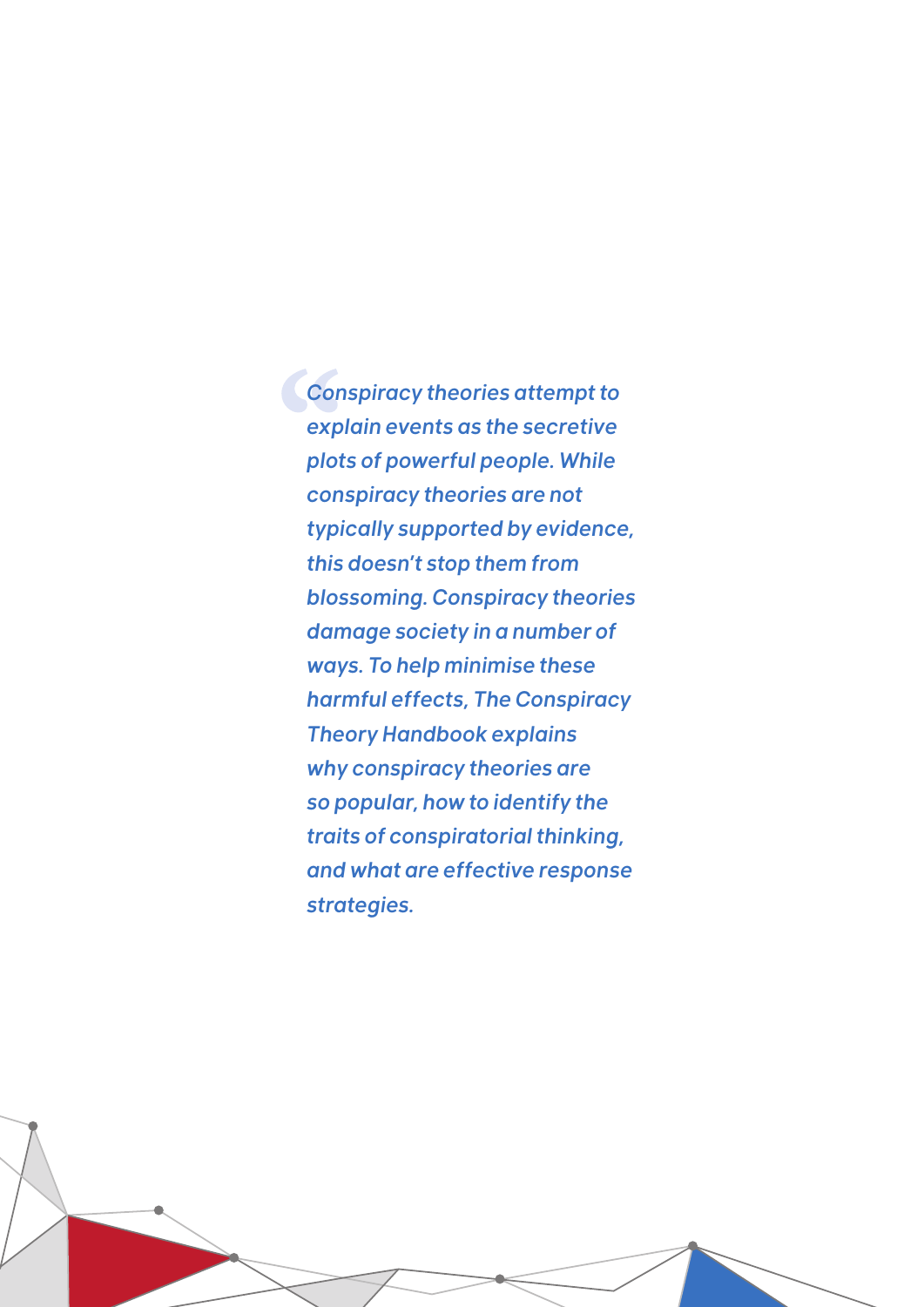*"Conspiracy theories attempt to explain events as the secretive plots of powerful people. While conspiracy theories are not typically supported by evidence, this doesn't stop them from blossoming. Conspiracy theories damage society in a number of ways. To help minimise these harmful effects, The Conspiracy Theory Handbook explains why conspiracy theories are so popular, how to identify the traits of conspiratorial thinking, and what are effective response strategies.*